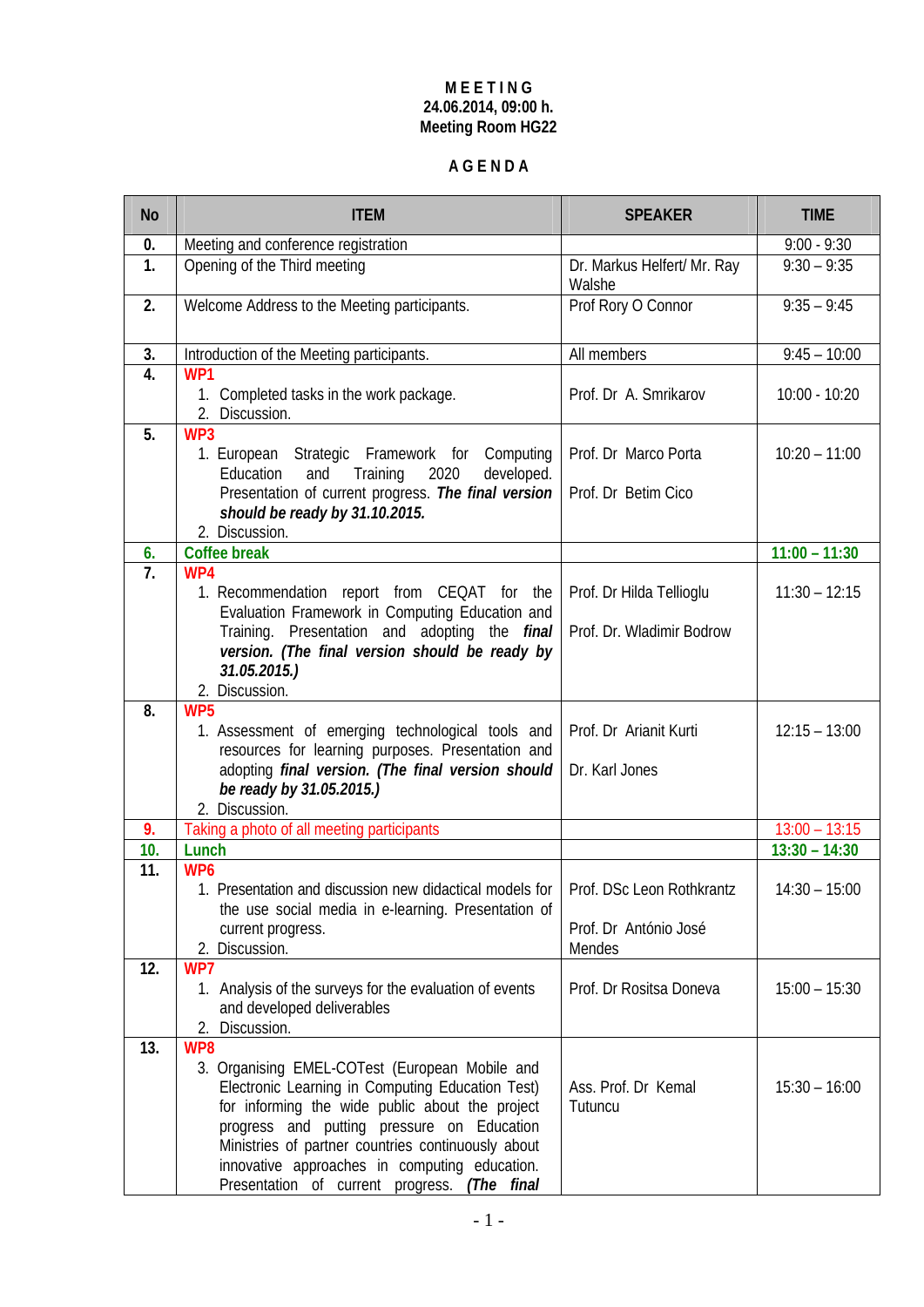**M E E T I N G**
**24.06.2014, 09:00 h.**
**Meeting Room HG22**

**A G E N D A**

| No | ITEM | SPEAKER | TIME |
|---|---|---|---|
| **0.** | Meeting and conference registration | | 9:00 - 9:30 |
| **1.** | Opening of the Third meeting | Dr. Markus Helfert/ Mr. Ray Walshe | 9:30 – 9:35 |
| **2.** | Welcome Address to the Meeting participants. | Prof Rory O Connor | 9:35 – 9:45 |
| **3.** | Introduction of the Meeting participants. | All members | 9:45 – 10:00 |
| **4.** | WP1<br>1. Completed tasks in the work package.<br>2. Discussion. | Prof. Dr A. Smrikarov | 10:00 - 10:20 |
| **5.** | WP3<br>1. European Strategic Framework for Computing Education and Training 2020 developed. Presentation of current progress. ***The final version should be ready by 31.10.2015.***<br>2. Discussion. | Prof. Dr Marco Porta<br><br>Prof. Dr Betim Cico | 10:20 – 11:00 |
| **6.** | **Coffee break** | | **11:00 – 11:30** |
| **7.** | WP4<br>1. Recommendation report from CEQAT for the Evaluation Framework in Computing Education and Training. Presentation and adopting the ***final version. (The final version should be ready by 31.05.2015.)***<br>2. Discussion. | Prof. Dr Hilda Tellioglu<br><br>Prof. Dr. Wladimir Bodrow | 11:30 – 12:15 |
| **8.** | WP5<br>1. Assessment of emerging technological tools and resources for learning purposes. Presentation and adopting ***final version. (The final version should be ready by 31.05.2015.)***<br>2. Discussion. | Prof. Dr Arianit Kurti<br><br>Dr. Karl Jones | 12:15 – 13:00 |
| **9.** | Taking a photo of all meeting participants | | 13:00 – 13:15 |
| **10.** | **Lunch** | | **13:30 – 14:30** |
| **11.** | WP6<br>1. Presentation and discussion new didactical models for the use social media in e-learning. Presentation of current progress.<br>2. Discussion. | Prof. DSc Leon Rothkrantz<br><br>Prof. Dr António José Mendes | 14:30 – 15:00 |
| **12.** | WP7<br>1. Analysis of the surveys for the evaluation of events and developed deliverables<br>2. Discussion. | Prof. Dr Rositsa Doneva | 15:00 – 15:30 |
| **13.** | WP8<br>3. Organising EMEL-COTest (European Mobile and Electronic Learning in Computing Education Test) for informing the wide public about the project progress and putting pressure on Education Ministries of partner countries continuously about innovative approaches in computing education. Presentation of current progress. ***(The final*** | Ass. Prof. Dr Kemal Tutuncu | 15:30 – 16:00 |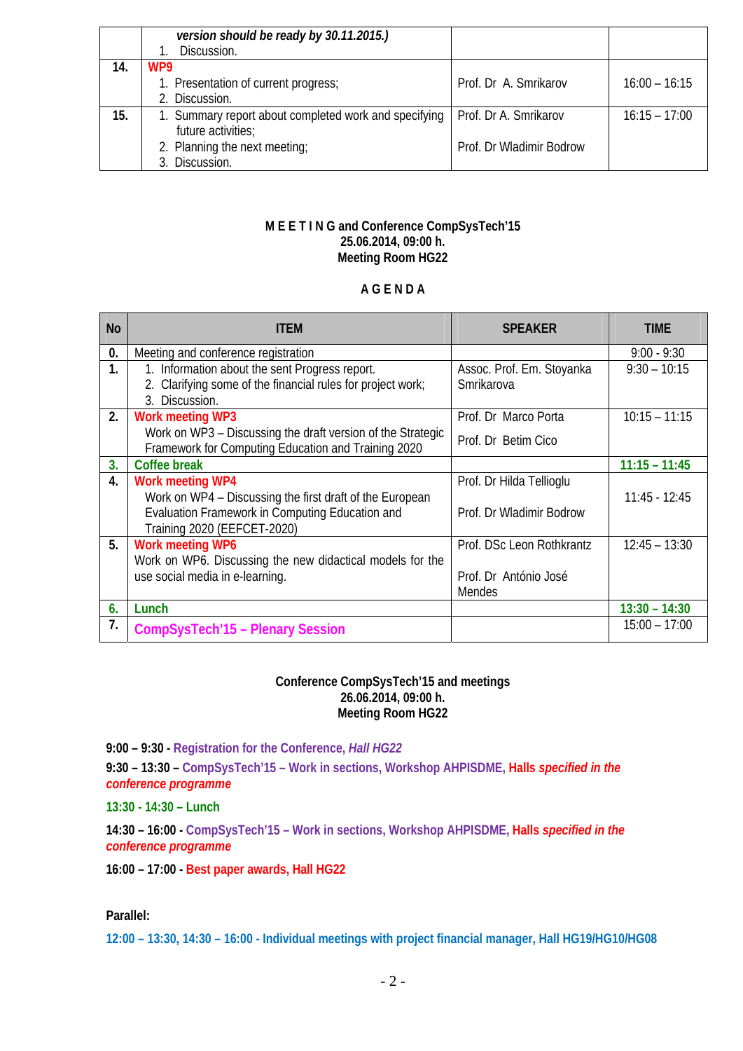| | | | |
|---|---|---|---|
| | ***version should be ready by 30.11.2015.)*** 1. Discussion. | | |
| **14.** | **WP9** 1. Presentation of current progress; 2. Discussion. | Prof. Dr A. Smrikarov | 16:00 – 16:15 |
| **15.** | 1. Summary report about completed work and specifying future activities; 2. Planning the next meeting; 3. Discussion. | Prof. Dr A. Smrikarov<br>Prof. Dr Wladimir Bodrow | 16:15 – 17:00 |

**M E E T I N G and Conference CompSysTech'15**
**25.06.2014, 09:00 h.**
**Meeting Room HG22**

**A G E N D A**

| No | ITEM | SPEAKER | TIME |
|---|---|---|---|
| **0.** | Meeting and conference registration | | 9:00 - 9:30 |
| **1.** | 1. Information about the sent Progress report. 2. Clarifying some of the financial rules for project work; 3. Discussion. | Assoc. Prof. Em. Stoyanka Smrikarova | 9:30 – 10:15 |
| **2.** | **Work meeting WP3** Work on WP3 – Discussing the draft version of the Strategic Framework for Computing Education and Training 2020 | Prof. Dr Marco Porta<br>Prof. Dr Betim Cico | 10:15 – 11:15 |
| **3.** | **Coffee break** | | **11:15 – 11:45** |
| **4.** | **Work meeting WP4** Work on WP4 – Discussing the first draft of the European Evaluation Framework in Computing Education and Training 2020 (EEFCET-2020) | Prof. Dr Hilda Tellioglu<br>Prof. Dr Wladimir Bodrow | 11:45 - 12:45 |
| **5.** | **Work meeting WP6** Work on WP6. Discussing the new didactical models for the use social media in e-learning. | Prof. DSc Leon Rothkrantz<br>Prof. Dr António José Mendes | 12:45 – 13:30 |
| **6.** | **Lunch** | | **13:30 – 14:30** |
| **7.** | **CompSysTech'15 – Plenary Session** | | 15:00 – 17:00 |

**Conference CompSysTech'15 and meetings**
**26.06.2014, 09:00 h.**
**Meeting Room HG22**

**9:00 – 9:30 - Registration for the Conference, *Hall HG22***

**9:30 – 13:30 – CompSysTech'15 – Work in sections, Workshop AHPISDME, Halls *specified in the conference programme***

**13:30 - 14:30 – Lunch**

**14:30 – 16:00 - CompSysTech'15 – Work in sections, Workshop AHPISDME, Halls *specified in the conference programme***

**16:00 – 17:00 - Best paper awards, Hall HG22**

**Parallel:**

**12:00 – 13:30, 14:30 – 16:00 - Individual meetings with project financial manager, Hall HG19/HG10/HG08**